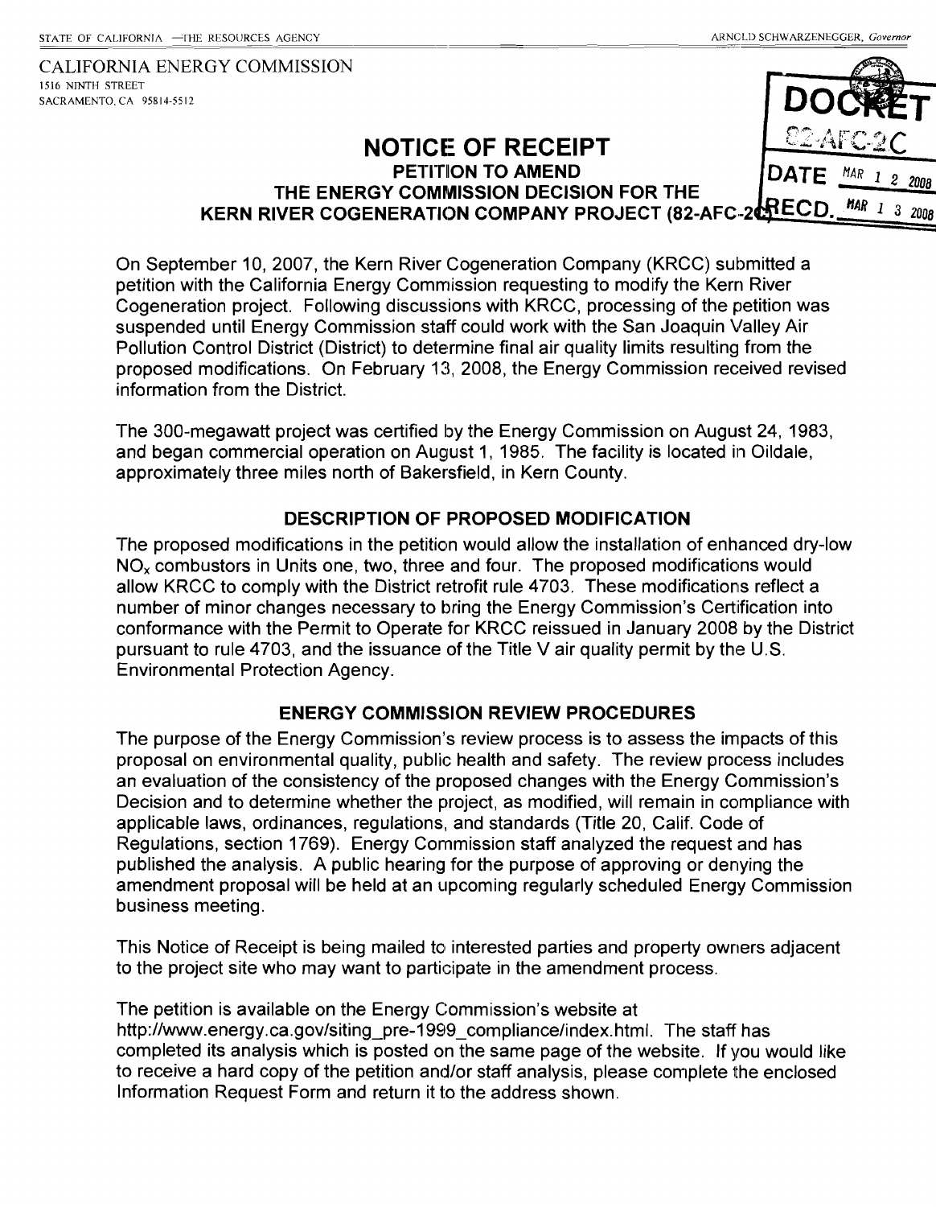STATE OF CALIFORNIA —THE RESOURCES AGENCY | ARNOLD SCHWARZENEGGER, *Governor*

CALIFORNIA ENERGY COMMISSION
1516 NINTH STREET
SACRAMENTO, CA 95814-5512

DOCKET
82-AFC-2C
DATE MAR 12 2008
RECD. MAR 13 2008

# NOTICE OF RECEIPT

## PETITION TO AMEND THE ENERGY COMMISSION DECISION FOR THE KERN RIVER COGENERATION COMPANY PROJECT (82-AFC-2C)

On September 10, 2007, the Kern River Cogeneration Company (KRCC) submitted a petition with the California Energy Commission requesting to modify the Kern River Cogeneration project. Following discussions with KRCC, processing of the petition was suspended until Energy Commission staff could work with the San Joaquin Valley Air Pollution Control District (District) to determine final air quality limits resulting from the proposed modifications. On February 13, 2008, the Energy Commission received revised information from the District.

The 300-megawatt project was certified by the Energy Commission on August 24, 1983, and began commercial operation on August 1, 1985. The facility is located in Oildale, approximately three miles north of Bakersfield, in Kern County.

### DESCRIPTION OF PROPOSED MODIFICATION

The proposed modifications in the petition would allow the installation of enhanced dry-low $NO_x$ combustors in Units one, two, three and four. The proposed modifications would allow KRCC to comply with the District retrofit rule 4703. These modifications reflect a number of minor changes necessary to bring the Energy Commission's Certification into conformance with the Permit to Operate for KRCC reissued in January 2008 by the District pursuant to rule 4703, and the issuance of the Title V air quality permit by the U.S. Environmental Protection Agency.

### ENERGY COMMISSION REVIEW PROCEDURES

The purpose of the Energy Commission's review process is to assess the impacts of this proposal on environmental quality, public health and safety. The review process includes an evaluation of the consistency of the proposed changes with the Energy Commission's Decision and to determine whether the project, as modified, will remain in compliance with applicable laws, ordinances, regulations, and standards (Title 20, Calif. Code of Regulations, section 1769). Energy Commission staff analyzed the request and has published the analysis. A public hearing for the purpose of approving or denying the amendment proposal will be held at an upcoming regularly scheduled Energy Commission business meeting.

This Notice of Receipt is being mailed to interested parties and property owners adjacent to the project site who may want to participate in the amendment process.

The petition is available on the Energy Commission's website at http://www.energy.ca.gov/siting_pre-1999_compliance/index.html. The staff has completed its analysis which is posted on the same page of the website. If you would like to receive a hard copy of the petition and/or staff analysis, please complete the enclosed Information Request Form and return it to the address shown.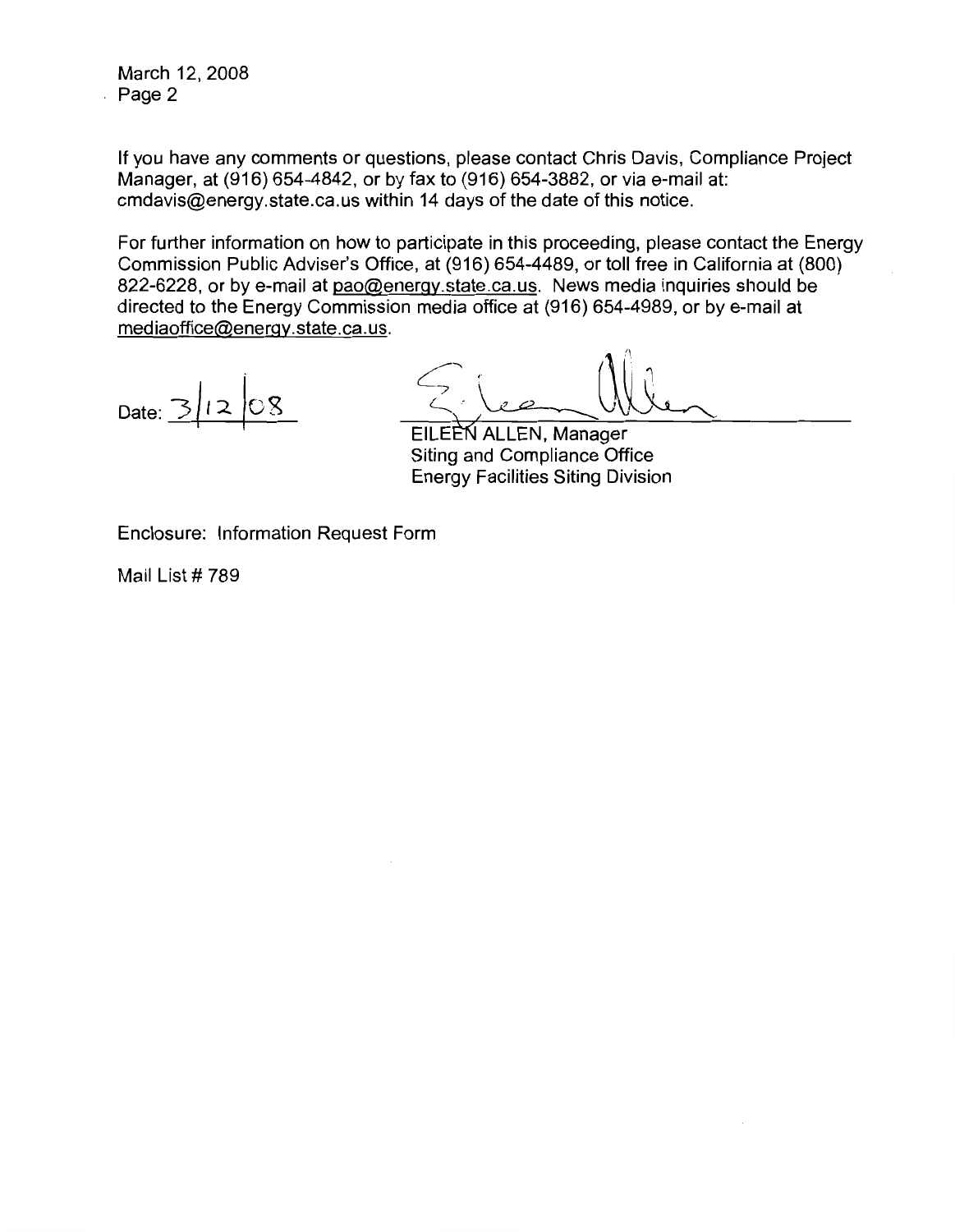If you have any comments or questions, please contact Chris Davis, Compliance Project Manager, at (916) 654-4842, or by fax to (916) 654-3882, or via e-mail at: cmdavis@energy.state.ca.us within 14 days of the date of this notice.

For further information on how to participate in this proceeding, please contact the Energy Commission Public Adviser's Office, at (916) 654-4489, or toll free in California at (800) 822-6228, or by e-mail at pao@energy.state.ca.us. News media inquiries should be directed to the Energy Commission media office at (916) 654-4989, or by e-mail at mediaoffice@energy.state.ca.us.

Date: 3/12/08

EILEEN ALLEN, Manager
Siting and Compliance Office
Energy Facilities Siting Division

Enclosure: Information Request Form

Mail List # 789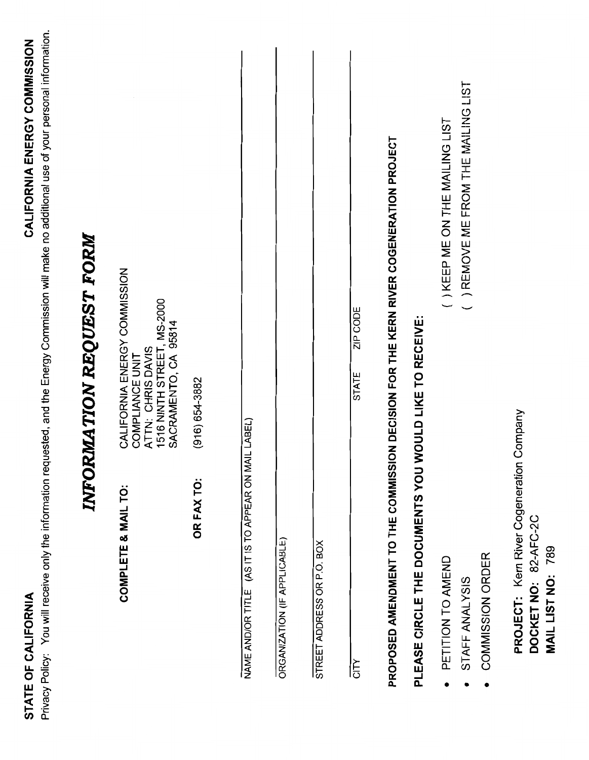**STATE OF CALIFORNIA** **CALIFORNIA ENERGY COMMISSION**

Privacy Policy: You will receive only the information requested, and the Energy Commission will make no additional use of your personal information.

# *INFORMATION REQUEST FORM*

**COMPLETE & MAIL TO:**

CALIFORNIA ENERGY COMMISSION
COMPLIANCE UNIT
ATTN: CHRIS DAVIS
1516 NINTH STREET, MS-2000
SACRAMENTO, CA 95814

**OR FAX TO:** (916) 654-3882

NAME AND/OR TITLE (AS IT IS TO APPEAR ON MAIL LABEL)

ORGANIZATION (IF APPLICABLE)

STREET ADDRESS OR P.O. BOX

CITY STATE ZIP CODE

**PROPOSED AMENDMENT TO THE COMMISSION DECISION FOR THE KERN RIVER COGENERATION PROJECT**

**PLEASE CIRCLE THE DOCUMENTS YOU WOULD LIKE TO RECEIVE:**

- PETITION TO AMEND
- STAFF ANALYSIS
- COMMISSION ORDER

( ) KEEP ME ON THE MAILING LIST

( ) REMOVE ME FROM THE MAILING LIST

**PROJECT:** Kern River Cogeneration Company
**DOCKET NO:** 82-AFC-2C
**MAIL LIST NO:** 789